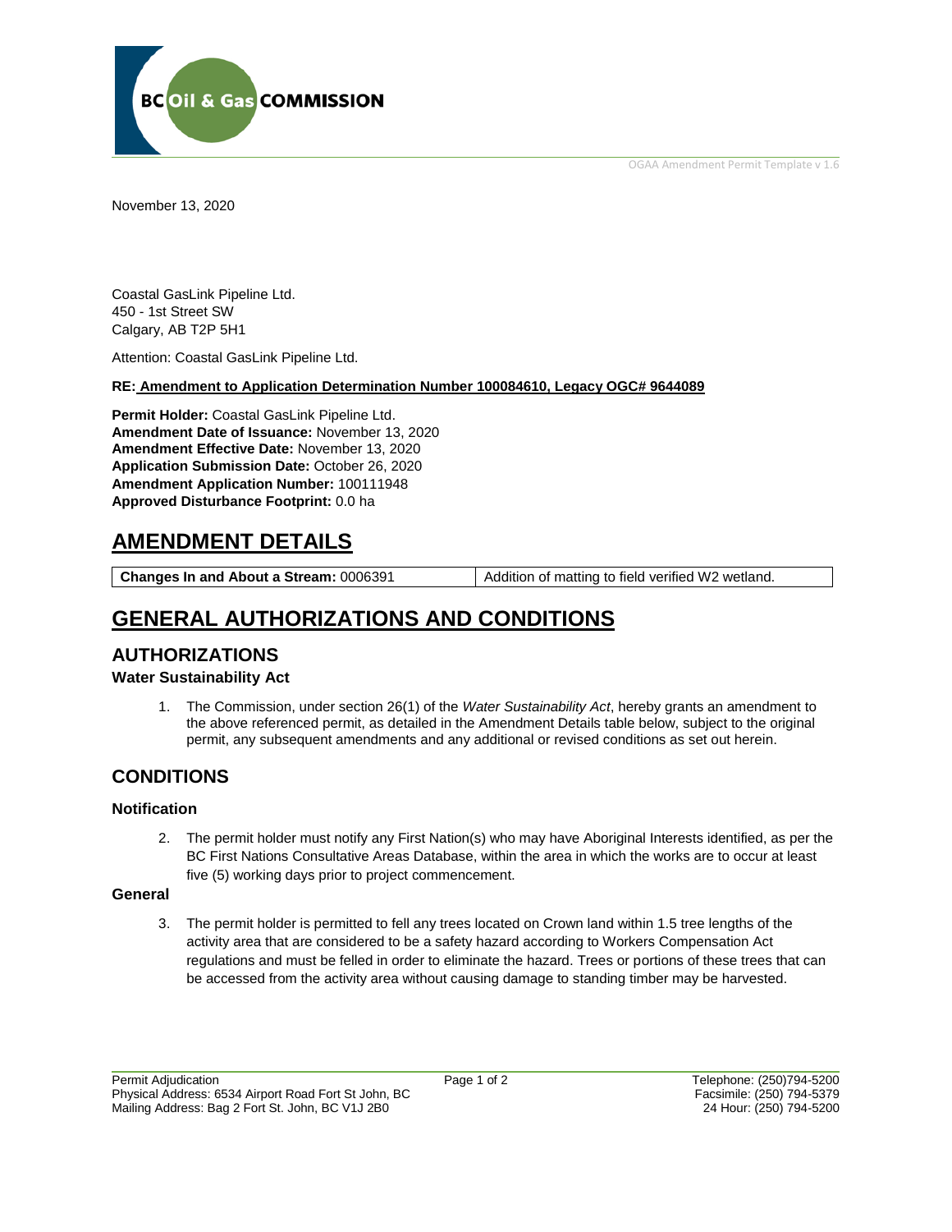BC Oil & Gas COMMISSION

OGAA Amendment Permit Template v 1.6

November 13, 2020

Coastal GasLink Pipeline Ltd.
450 - 1st Street SW
Calgary, AB T2P 5H1

Attention: Coastal GasLink Pipeline Ltd.

**RE: Amendment to Application Determination Number 100084610, Legacy OGC# 9644089**

**Permit Holder:** Coastal GasLink Pipeline Ltd.
**Amendment Date of Issuance:** November 13, 2020
**Amendment Effective Date:** November 13, 2020
**Application Submission Date:** October 26, 2020
**Amendment Application Number:** 100111948
**Approved Disturbance Footprint:** 0.0 ha

# AMENDMENT DETAILS

| **Changes In and About a Stream:** 0006391 | Addition of matting to field verified W2 wetland. |
|---|---|

# GENERAL AUTHORIZATIONS AND CONDITIONS

## AUTHORIZATIONS

### Water Sustainability Act

1. The Commission, under section 26(1) of the *Water Sustainability Act*, hereby grants an amendment to the above referenced permit, as detailed in the Amendment Details table below, subject to the original permit, any subsequent amendments and any additional or revised conditions as set out herein.

## CONDITIONS

### Notification

2. The permit holder must notify any First Nation(s) who may have Aboriginal Interests identified, as per the BC First Nations Consultative Areas Database, within the area in which the works are to occur at least five (5) working days prior to project commencement.

### General

3. The permit holder is permitted to fell any trees located on Crown land within 1.5 tree lengths of the activity area that are considered to be a safety hazard according to Workers Compensation Act regulations and must be felled in order to eliminate the hazard. Trees or portions of these trees that can be accessed from the activity area without causing damage to standing timber may be harvested.

Permit Adjudication
Physical Address: 6534 Airport Road Fort St John, BC
Mailing Address: Bag 2 Fort St. John, BC V1J 2B0

Telephone: (250)794-5200
Facsimile: (250) 794-5379
24 Hour: (250) 794-5200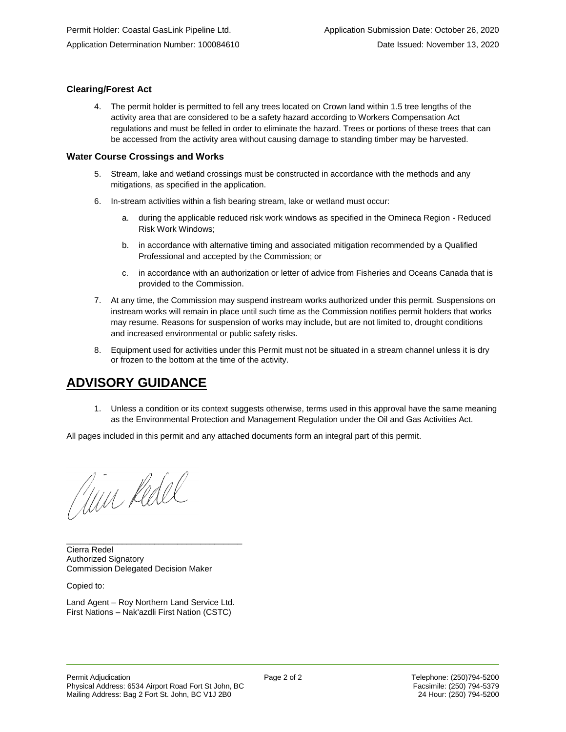Permit Holder: Coastal GasLink Pipeline Ltd.
Application Determination Number: 100084610

Application Submission Date: October 26, 2020
Date Issued: November 13, 2020

### Clearing/Forest Act

4. The permit holder is permitted to fell any trees located on Crown land within 1.5 tree lengths of the activity area that are considered to be a safety hazard according to Workers Compensation Act regulations and must be felled in order to eliminate the hazard. Trees or portions of these trees that can be accessed from the activity area without causing damage to standing timber may be harvested.

### Water Course Crossings and Works

5. Stream, lake and wetland crossings must be constructed in accordance with the methods and any mitigations, as specified in the application.
6. In-stream activities within a fish bearing stream, lake or wetland must occur:
   a. during the applicable reduced risk work windows as specified in the Omineca Region - Reduced Risk Work Windows;
   b. in accordance with alternative timing and associated mitigation recommended by a Qualified Professional and accepted by the Commission; or
   c. in accordance with an authorization or letter of advice from Fisheries and Oceans Canada that is provided to the Commission.
7. At any time, the Commission may suspend instream works authorized under this permit. Suspensions on instream works will remain in place until such time as the Commission notifies permit holders that works may resume. Reasons for suspension of works may include, but are not limited to, drought conditions and increased environmental or public safety risks.
8. Equipment used for activities under this Permit must not be situated in a stream channel unless it is dry or frozen to the bottom at the time of the activity.

## ADVISORY GUIDANCE

1. Unless a condition or its context suggests otherwise, terms used in this approval have the same meaning as the Environmental Protection and Management Regulation under the Oil and Gas Activities Act.

All pages included in this permit and any attached documents form an integral part of this permit.

\_\_\_\_\_\_\_\_\_\_\_\_\_\_\_\_\_\_\_\_\_\_\_\_\_\_\_\_\_\_\_\_\_\_\_\_\_
Cierra Redel
Authorized Signatory
Commission Delegated Decision Maker

Copied to:

Land Agent – Roy Northern Land Service Ltd.
First Nations – Nak'azdli First Nation (CSTC)

Permit Adjudication
Physical Address: 6534 Airport Road Fort St John, BC
Mailing Address: Bag 2 Fort St. John, BC V1J 2B0

Telephone: (250)794-5200
Facsimile: (250) 794-5379
24 Hour: (250) 794-5200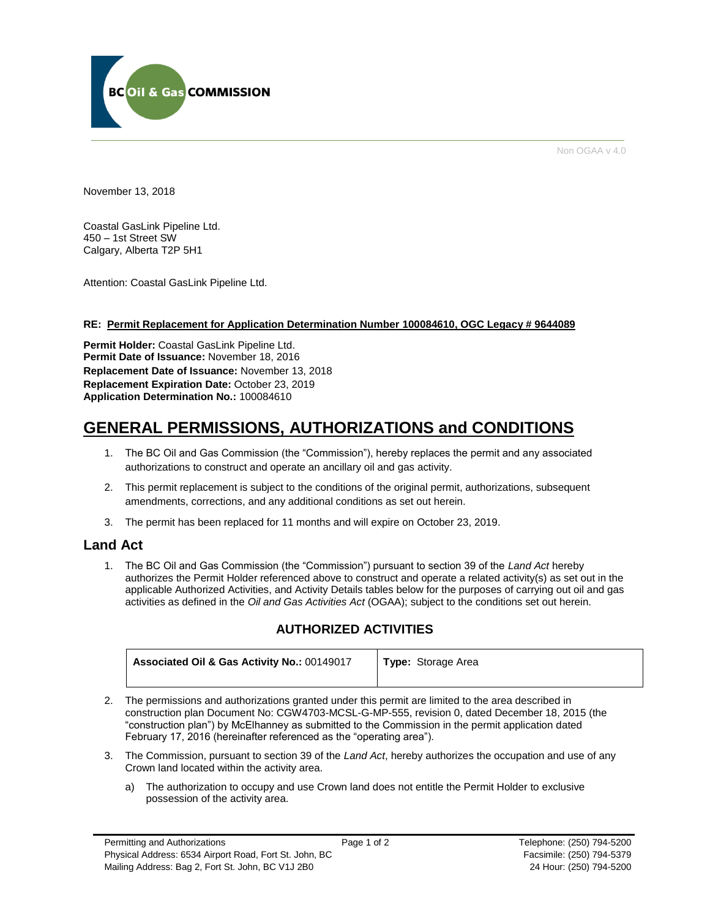BC Oil & Gas COMMISSION

Non OGAA v 4.0

November 13, 2018

Coastal GasLink Pipeline Ltd.
450 – 1st Street SW
Calgary, Alberta T2P 5H1

Attention: Coastal GasLink Pipeline Ltd.

**RE: Permit Replacement for Application Determination Number 100084610, OGC Legacy # 9644089**

**Permit Holder:** Coastal GasLink Pipeline Ltd.
**Permit Date of Issuance:** November 18, 2016
**Replacement Date of Issuance:** November 13, 2018
**Replacement Expiration Date:** October 23, 2019
**Application Determination No.:** 100084610

# GENERAL PERMISSIONS, AUTHORIZATIONS and CONDITIONS

1. The BC Oil and Gas Commission (the "Commission"), hereby replaces the permit and any associated authorizations to construct and operate an ancillary oil and gas activity.
2. This permit replacement is subject to the conditions of the original permit, authorizations, subsequent amendments, corrections, and any additional conditions as set out herein.
3. The permit has been replaced for 11 months and will expire on October 23, 2019.

## Land Act

1. The BC Oil and Gas Commission (the "Commission") pursuant to section 39 of the *Land Act* hereby authorizes the Permit Holder referenced above to construct and operate a related activity(s) as set out in the applicable Authorized Activities, and Activity Details tables below for the purposes of carrying out oil and gas activities as defined in the *Oil and Gas Activities Act* (OGAA); subject to the conditions set out herein.

### AUTHORIZED ACTIVITIES

| **Associated Oil & Gas Activity No.:** 00149017 | **Type:** Storage Area |
|---|---|

2. The permissions and authorizations granted under this permit are limited to the area described in construction plan Document No: CGW4703-MCSL-G-MP-555, revision 0, dated December 18, 2015 (the "construction plan") by McElhanney as submitted to the Commission in the permit application dated February 17, 2016 (hereinafter referenced as the "operating area").
3. The Commission, pursuant to section 39 of the *Land Act*, hereby authorizes the occupation and use of any Crown land located within the activity area.
   a) The authorization to occupy and use Crown land does not entitle the Permit Holder to exclusive possession of the activity area.

Permitting and Authorizations
Physical Address: 6534 Airport Road, Fort St. John, BC
Mailing Address: Bag 2, Fort St. John, BC V1J 2B0

Telephone: (250) 794-5200
Facsimile: (250) 794-5379
24 Hour: (250) 794-5200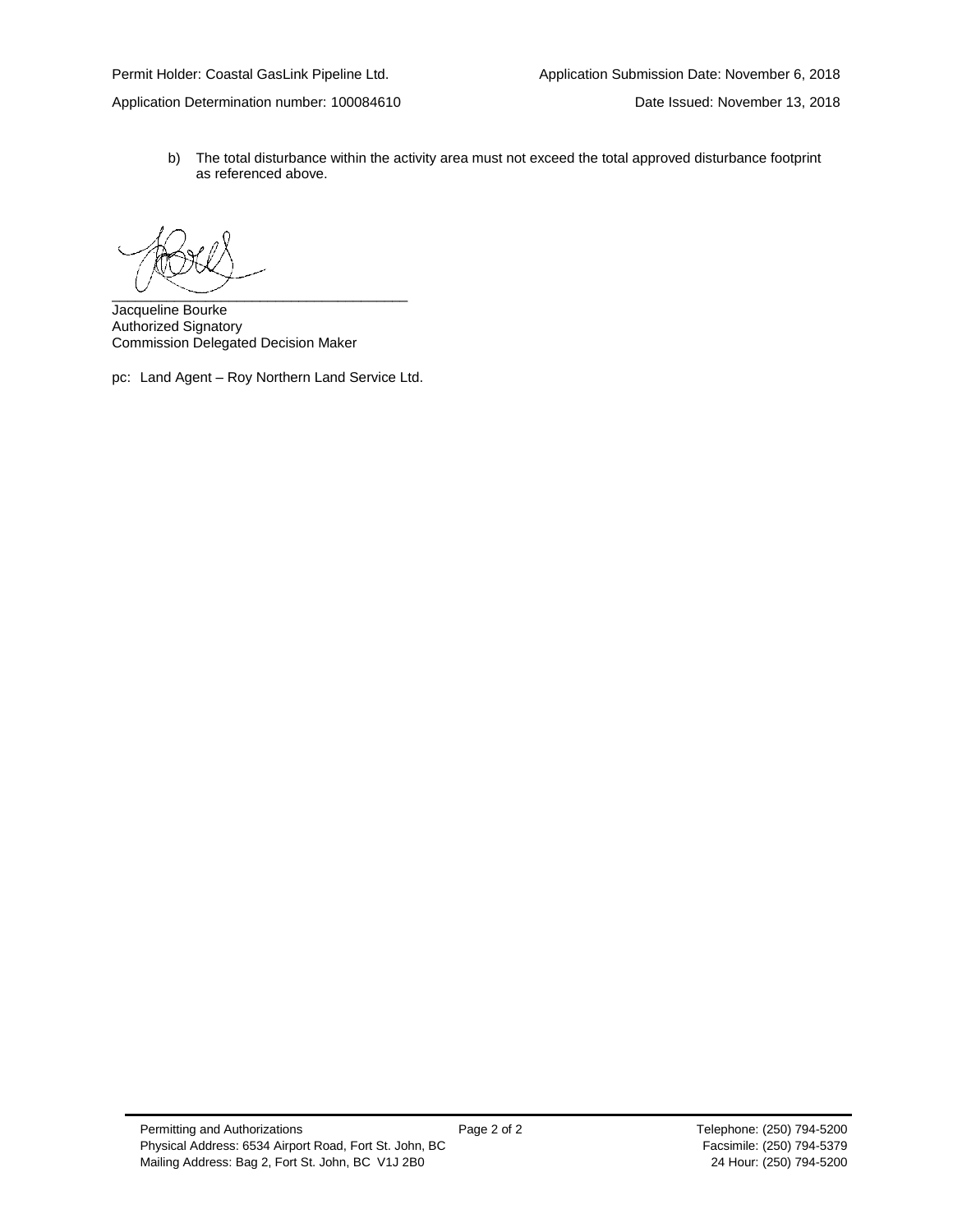b) The total disturbance within the activity area must not exceed the total approved disturbance footprint as referenced above.

_______________________________________

Jacqueline Bourke
Authorized Signatory
Commission Delegated Decision Maker

pc: Land Agent – Roy Northern Land Service Ltd.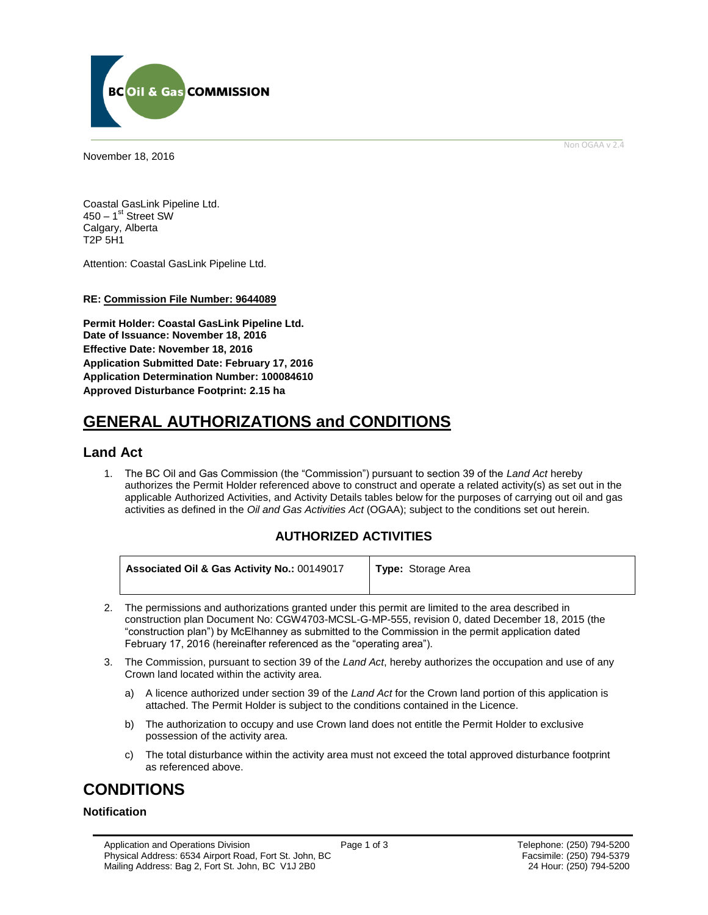November 18, 2016

Coastal GasLink Pipeline Ltd.
450 – 1st Street SW
Calgary, Alberta
T2P 5H1

Attention: Coastal GasLink Pipeline Ltd.

**RE: Commission File Number: 9644089**

**Permit Holder: Coastal GasLink Pipeline Ltd.**
**Date of Issuance: November 18, 2016**
**Effective Date: November 18, 2016**
**Application Submitted Date: February 17, 2016**
**Application Determination Number: 100084610**
**Approved Disturbance Footprint: 2.15 ha**

# GENERAL AUTHORIZATIONS and CONDITIONS

## Land Act

1. The BC Oil and Gas Commission (the "Commission") pursuant to section 39 of the *Land Act* hereby authorizes the Permit Holder referenced above to construct and operate a related activity(s) as set out in the applicable Authorized Activities, and Activity Details tables below for the purposes of carrying out oil and gas activities as defined in the *Oil and Gas Activities Act* (OGAA); subject to the conditions set out herein.

### AUTHORIZED ACTIVITIES

| **Associated Oil & Gas Activity No.:** 00149017 | **Type:** Storage Area |
|---|---|

2. The permissions and authorizations granted under this permit are limited to the area described in construction plan Document No: CGW4703-MCSL-G-MP-555, revision 0, dated December 18, 2015 (the "construction plan") by McElhanney as submitted to the Commission in the permit application dated February 17, 2016 (hereinafter referenced as the "operating area").

3. The Commission, pursuant to section 39 of the *Land Act*, hereby authorizes the occupation and use of any Crown land located within the activity area.

   a) A licence authorized under section 39 of the *Land Act* for the Crown land portion of this application is attached. The Permit Holder is subject to the conditions contained in the Licence.

   b) The authorization to occupy and use Crown land does not entitle the Permit Holder to exclusive possession of the activity area.

   c) The total disturbance within the activity area must not exceed the total approved disturbance footprint as referenced above.

# CONDITIONS

### Notification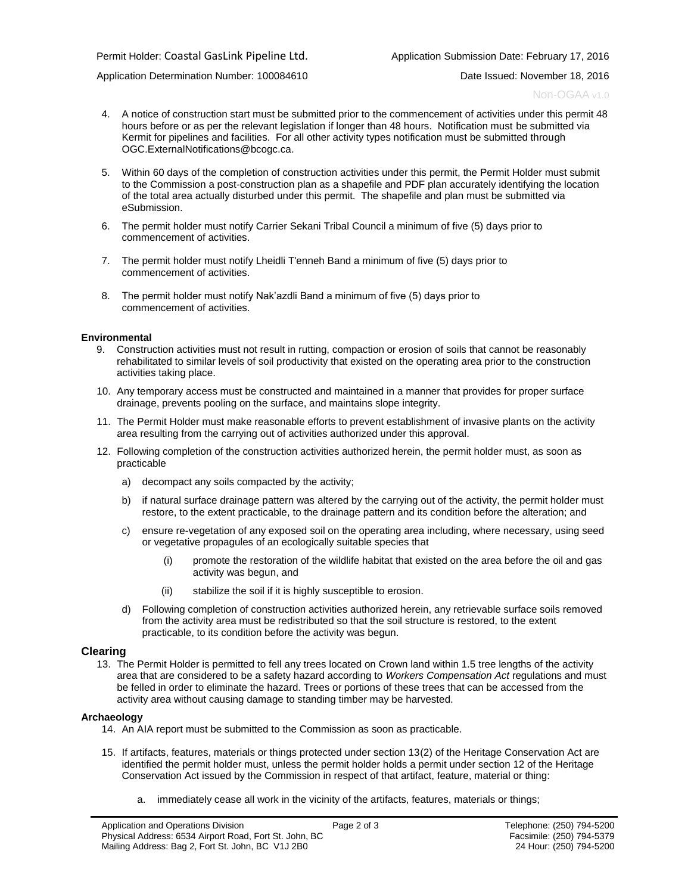4. A notice of construction start must be submitted prior to the commencement of activities under this permit 48 hours before or as per the relevant legislation if longer than 48 hours. Notification must be submitted via Kermit for pipelines and facilities. For all other activity types notification must be submitted through OGC.ExternalNotifications@bcogc.ca.

5. Within 60 days of the completion of construction activities under this permit, the Permit Holder must submit to the Commission a post-construction plan as a shapefile and PDF plan accurately identifying the location of the total area actually disturbed under this permit. The shapefile and plan must be submitted via eSubmission.

6. The permit holder must notify Carrier Sekani Tribal Council a minimum of five (5) days prior to commencement of activities.

7. The permit holder must notify Lheidli T'enneh Band a minimum of five (5) days prior to commencement of activities.

8. The permit holder must notify Nak'azdli Band a minimum of five (5) days prior to commencement of activities.

**Environmental**

9. Construction activities must not result in rutting, compaction or erosion of soils that cannot be reasonably rehabilitated to similar levels of soil productivity that existed on the operating area prior to the construction activities taking place.

10. Any temporary access must be constructed and maintained in a manner that provides for proper surface drainage, prevents pooling on the surface, and maintains slope integrity.

11. The Permit Holder must make reasonable efforts to prevent establishment of invasive plants on the activity area resulting from the carrying out of activities authorized under this approval.

12. Following completion of the construction activities authorized herein, the permit holder must, as soon as practicable

    a) decompact any soils compacted by the activity;

    b) if natural surface drainage pattern was altered by the carrying out of the activity, the permit holder must restore, to the extent practicable, to the drainage pattern and its condition before the alteration; and

    c) ensure re-vegetation of any exposed soil on the operating area including, where necessary, using seed or vegetative propagules of an ecologically suitable species that

        (i) promote the restoration of the wildlife habitat that existed on the area before the oil and gas activity was begun, and

        (ii) stabilize the soil if it is highly susceptible to erosion.

    d) Following completion of construction activities authorized herein, any retrievable surface soils removed from the activity area must be redistributed so that the soil structure is restored, to the extent practicable, to its condition before the activity was begun.

## Clearing

13. The Permit Holder is permitted to fell any trees located on Crown land within 1.5 tree lengths of the activity area that are considered to be a safety hazard according to *Workers Compensation Act* regulations and must be felled in order to eliminate the hazard. Trees or portions of these trees that can be accessed from the activity area without causing damage to standing timber may be harvested.

**Archaeology**

14. An AIA report must be submitted to the Commission as soon as practicable.

15. If artifacts, features, materials or things protected under section 13(2) of the Heritage Conservation Act are identified the permit holder must, unless the permit holder holds a permit under section 12 of the Heritage Conservation Act issued by the Commission in respect of that artifact, feature, material or thing:

    a. immediately cease all work in the vicinity of the artifacts, features, materials or things;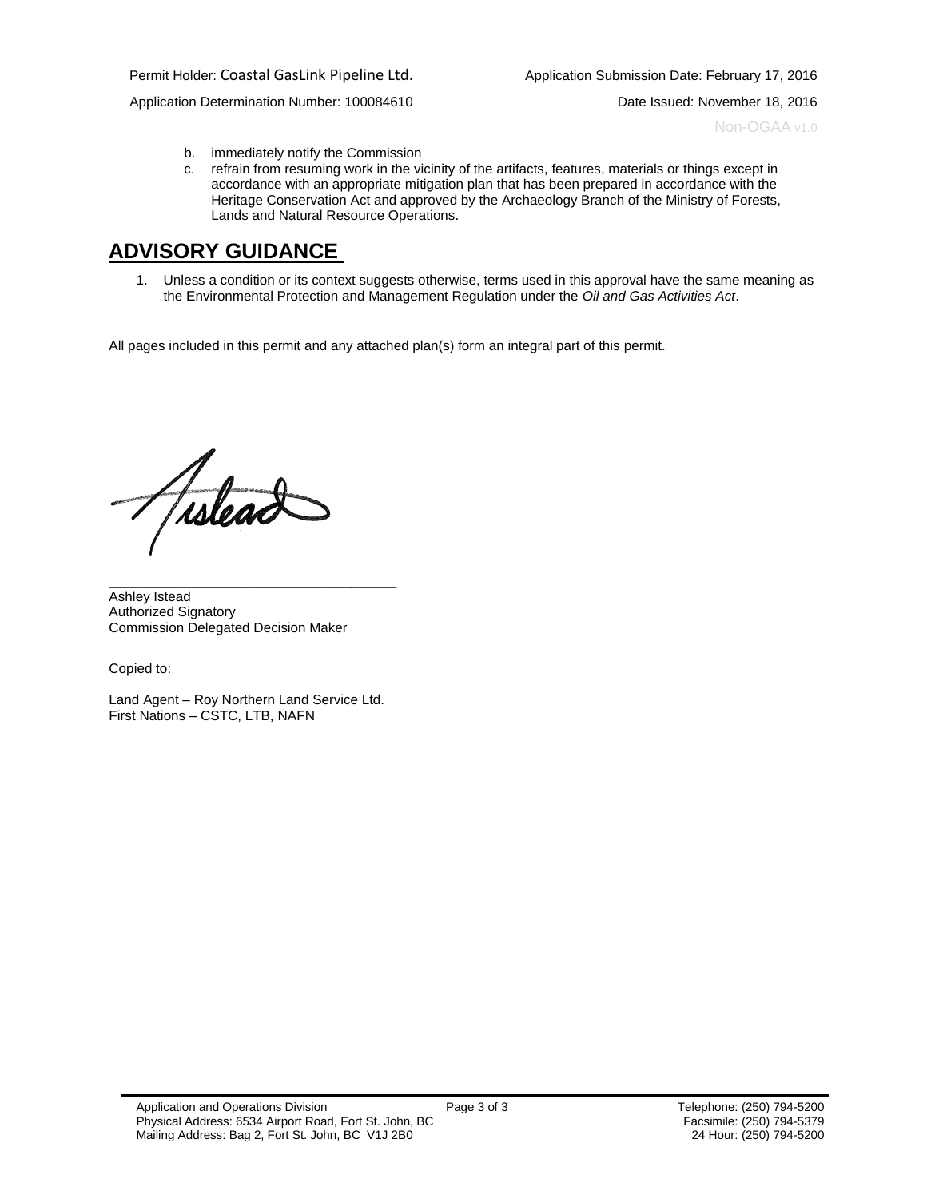b. immediately notify the Commission
c. refrain from resuming work in the vicinity of the artifacts, features, materials or things except in accordance with an appropriate mitigation plan that has been prepared in accordance with the Heritage Conservation Act and approved by the Archaeology Branch of the Ministry of Forests, Lands and Natural Resource Operations.

## ADVISORY GUIDANCE

1. Unless a condition or its context suggests otherwise, terms used in this approval have the same meaning as the Environmental Protection and Management Regulation under the *Oil and Gas Activities Act*.

All pages included in this permit and any attached plan(s) form an integral part of this permit.

\_\_\_\_\_\_\_\_\_\_\_\_\_\_\_\_\_\_\_\_\_\_\_\_\_\_\_\_\_\_\_\_\_\_\_\_\_\_

Ashley Istead
Authorized Signatory
Commission Delegated Decision Maker

Copied to:

Land Agent – Roy Northern Land Service Ltd.
First Nations – CSTC, LTB, NAFN